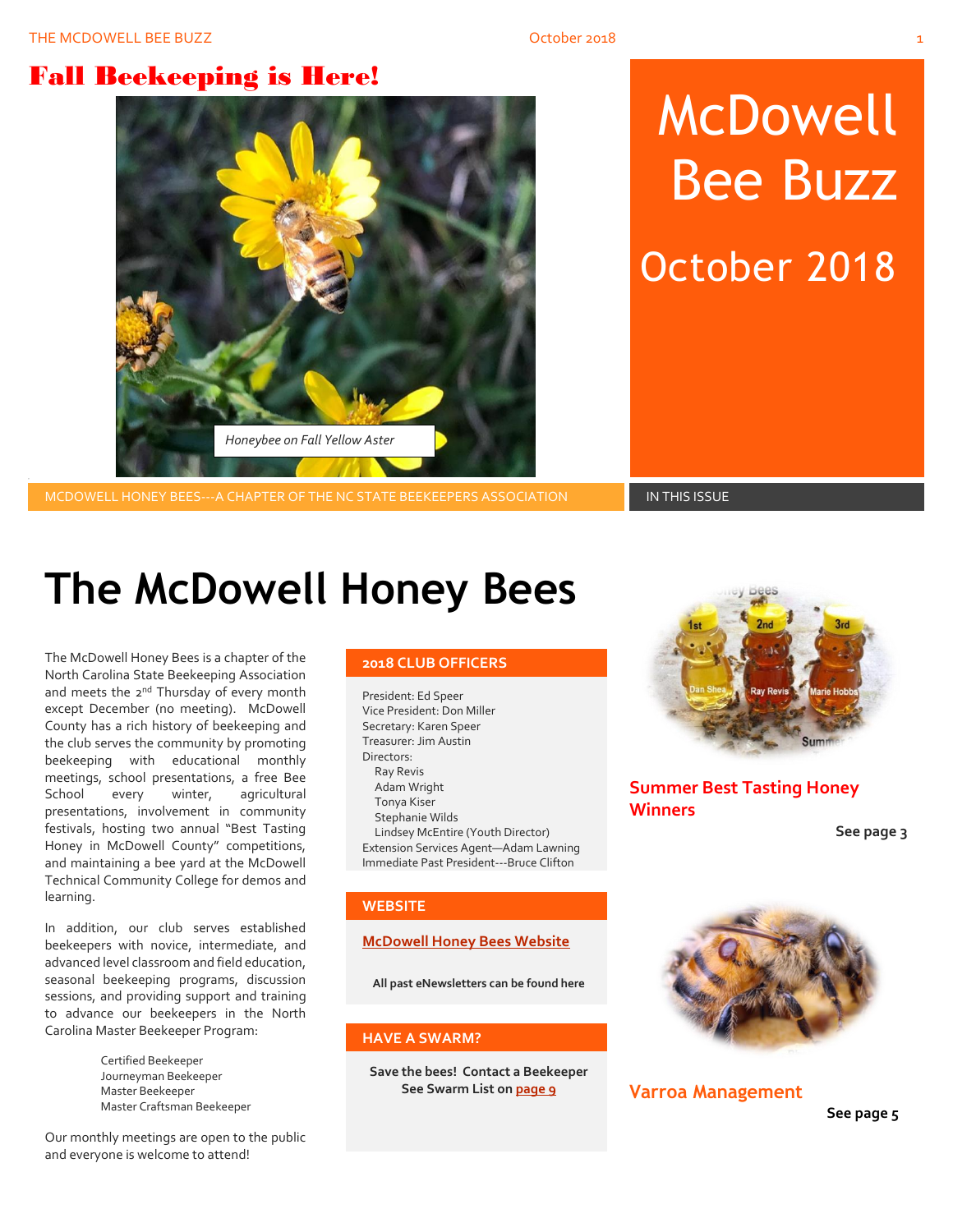# Fall Beekeeping is Here!

*Honeybee on Fall Yellow Aster*

# McDowell Bee Buzz

## October 2018

MCDOWELL HONEY BEES---A CHAPTER OF THE NC STATE BEEKEEPERS ASSOCIATION

IN THIS ISSUE

# The McDowell Honey Bees

The McDowell Honey Bees is a chapter of the North Carolina State Beekeeping Association and meets the 2nd Thursday of every month except December (no meeting). McDowell County has a rich history of beekeeping and the club serves the community by promoting beekeeping with educational monthly meetings, school presentations, a free Bee School every winter, agricultural presentations, involvement in community festivals, hosting two annual "Best Tasting Honey in McDowell County" competitions, and maintaining a bee yard at the McDowell Technical Community College for demos and learning.

In addition, our club serves established beekeepers with novice, intermediate, and advanced level classroom and field education, seasonal beekeeping programs, discussion sessions, and providing support and training to advance our beekeepers in the North Carolina Master Beekeeper Program:

- Certified Beekeeper
- Journeyman Beekeeper
- Master Beekeeper
- Master Craftsman Beekeeper

Our monthly meetings are open to the public and everyone is welcome to attend!

## 2018 CLUB OFFICERS

President: Ed Speer
Vice President: Don Miller
Secretary: Karen Speer
Treasurer: Jim Austin
Directors:
- Ray Revis
- Adam Wright
- Tonya Kiser
- Stephanie Wilds
- Lindsey McEntire (Youth Director)

Extension Services Agent—Adam Lawning
Immediate Past President---Bruce Clifton

## WEBSITE

McDowell Honey Bees Website

**All past eNewsletters can be found here**

## HAVE A SWARM?

**Save the bees! Contact a Beekeeper**
**See Swarm List on page 9**

## Summer Best Tasting Honey Winners

**See page 3**

## Varroa Management

**See page 5**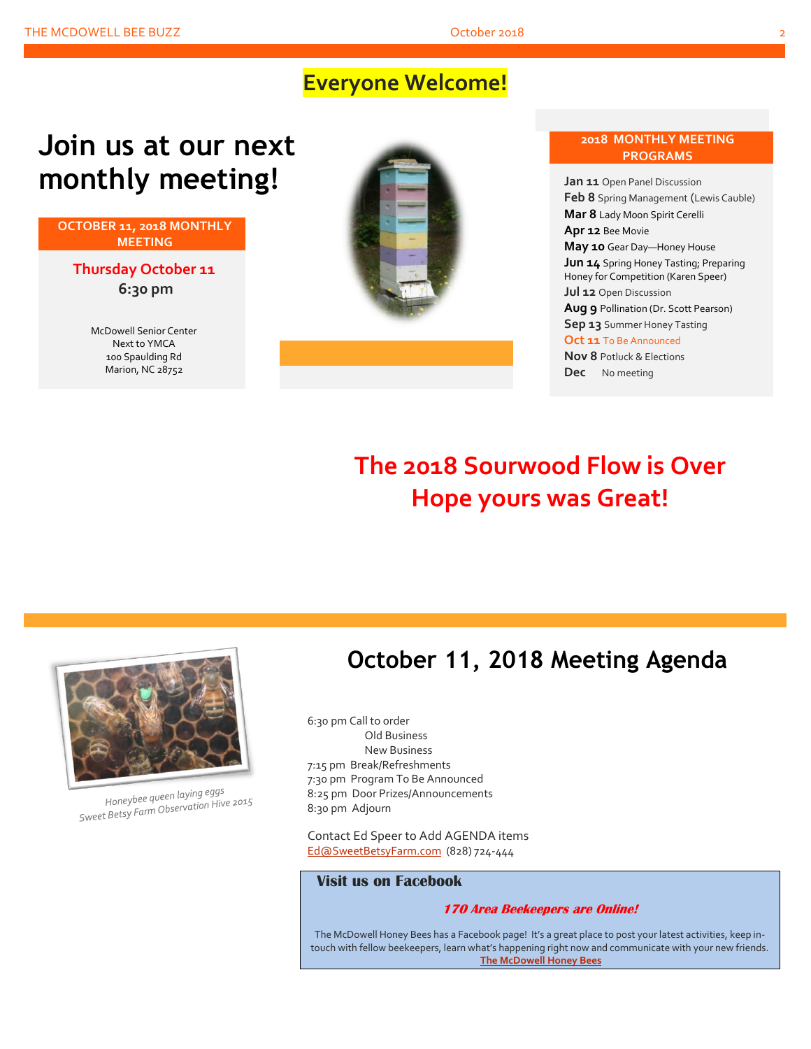**Everyone Welcome!**

# Join us at our next monthly meeting!

**OCTOBER 11, 2018 MONTHLY MEETING**

**Thursday October 11**
**6:30 pm**

McDowell Senior Center
Next to YMCA
100 Spaulding Rd
Marion, NC 28752

**2018 MONTHLY MEETING PROGRAMS**

**Jan 11** Open Panel Discussion
**Feb 8** Spring Management (Lewis Cauble)
**Mar 8** Lady Moon Spirit Cerelli
**Apr 12** Bee Movie
**May 10** Gear Day—Honey House
**Jun 14** Spring Honey Tasting; Preparing Honey for Competition (Karen Speer)
**Jul 12** Open Discussion
**Aug 9** Pollination (Dr. Scott Pearson)
**Sep 13** Summer Honey Tasting
**Oct 11** To Be Announced
**Nov 8** Potluck & Elections
**Dec** No meeting

## The 2018 Sourwood Flow is Over
## Hope yours was Great!

*Honeybee queen laying eggs*
*Sweet Betsy Farm Observation Hive 2015*

# October 11, 2018 Meeting Agenda

6:30 pm Call to order
- Old Business
- New Business

7:15 pm Break/Refreshments
7:30 pm Program To Be Announced
8:25 pm Door Prizes/Announcements
8:30 pm Adjourn

Contact Ed Speer to Add AGENDA items
Ed@SweetBetsyFarm.com (828) 724-444

**Visit us on Facebook**

***170 Area Beekeepers are Online!***

The McDowell Honey Bees has a Facebook page! It's a great place to post your latest activities, keep in-touch with fellow beekeepers, learn what's happening right now and communicate with your new friends.
**The McDowell Honey Bees**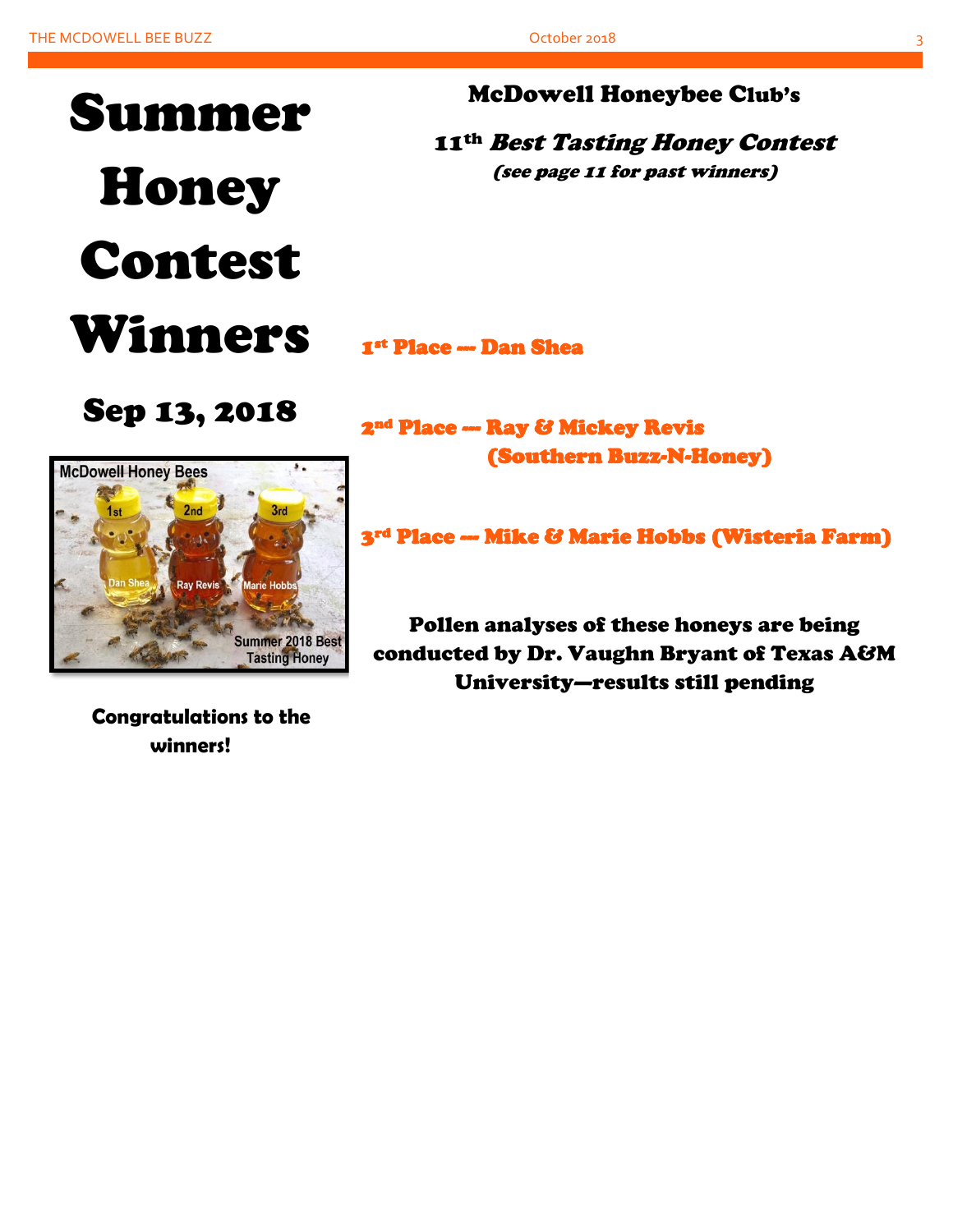# Summer Honey Contest Winners

## Sep 13, 2018

**Congratulations to the winners!**

## McDowell Honeybee Club's

## 11th *Best Tasting Honey Contest*

*(see page 11 for past winners)*

**1st Place --- Dan Shea**

**2nd Place --- Ray & Mickey Revis (Southern Buzz-N-Honey)**

**3rd Place --- Mike & Marie Hobbs (Wisteria Farm)**

**Pollen analyses of these honeys are being conducted by Dr. Vaughn Bryant of Texas A&M University—results still pending**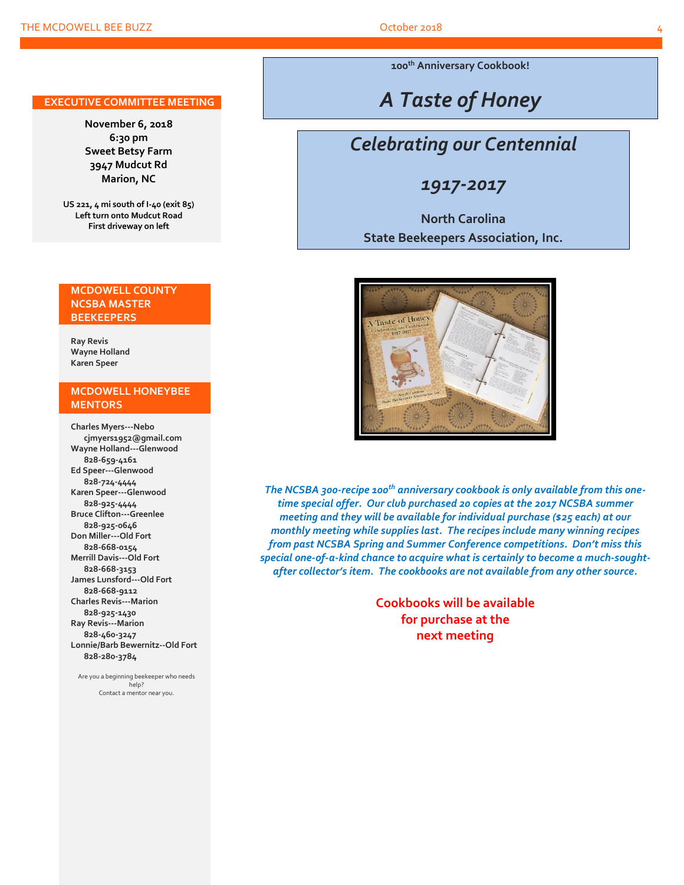## EXECUTIVE COMMITTEE MEETING

**November 6, 2018**
**6:30 pm**
**Sweet Betsy Farm**
**3947 Mudcut Rd**
**Marion, NC**

**US 221, 4 mi south of I-40 (exit 85)**
**Left turn onto Mudcut Road**
**First driveway on left**

## MCDOWELL COUNTY NCSBA MASTER BEEKEEPERS

**Ray Revis**
**Wayne Holland**
**Karen Speer**

## MCDOWELL HONEYBEE MENTORS

**Charles Myers---Nebo**
cjmyers1952@gmail.com
**Wayne Holland---Glenwood**
828-659-4161
**Ed Speer---Glenwood**
828-724-4444
**Karen Speer---Glenwood**
828-925-4444
**Bruce Clifton---Greenlee**
828-925-0646
**Don Miller---Old Fort**
828-668-0154
**Merrill Davis---Old Fort**
828-668-3153
**James Lunsford---Old Fort**
828-668-9112
**Charles Revis---Marion**
828-925-1430
**Ray Revis---Marion**
828-460-3247
**Lonnie/Barb Bewernitz--Old Fort**
828-280-3784

Are you a beginning beekeeper who needs help?
Contact a mentor near you.

**100th Anniversary Cookbook!**

# *A Taste of Honey*

## *Celebrating our Centennial*

## *1917-2017*

**North Carolina**
**State Beekeepers Association, Inc.**

*The NCSBA 300-recipe 100th anniversary cookbook is only available from this one-time special offer. Our club purchased 20 copies at the 2017 NCSBA summer meeting and they will be available for individual purchase ($25 each) at our monthly meeting while supplies last. The recipes include many winning recipes from past NCSBA Spring and Summer Conference competitions. Don't miss this special one-of-a-kind chance to acquire what is certainly to become a much-sought-after collector's item. The cookbooks are not available from any other source.*

**Cookbooks will be available for purchase at the next meeting**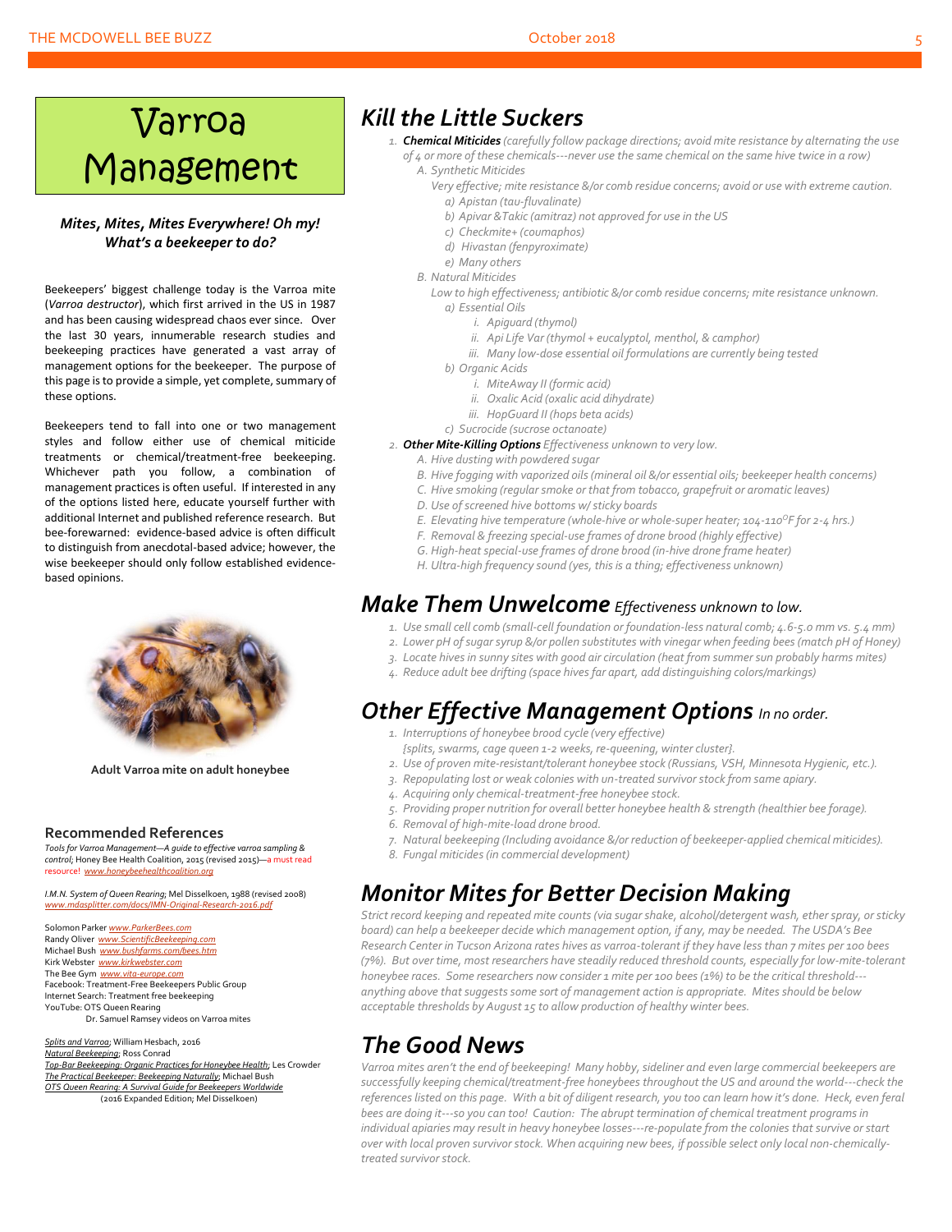# Varroa Management

***Mites, Mites, Mites Everywhere! Oh my! What's a beekeeper to do?***

Beekeepers' biggest challenge today is the Varroa mite (*Varroa destructor*), which first arrived in the US in 1987 and has been causing widespread chaos ever since. Over the last 30 years, innumerable research studies and beekeeping practices have generated a vast array of management options for the beekeeper. The purpose of this page is to provide a simple, yet complete, summary of these options.

Beekeepers tend to fall into one or two management styles and follow either use of chemical miticide treatments or chemical/treatment-free beekeeping. Whichever path you follow, a combination of management practices is often useful. If interested in any of the options listed here, educate yourself further with additional Internet and published reference research. But bee-forewarned: evidence-based advice is often difficult to distinguish from anecdotal-based advice; however, the wise beekeeper should only follow established evidence-based opinions.

**Adult Varroa mite on adult honeybee**

## Recommended References

*Tools for Varroa Management—A guide to effective varroa sampling & control*; Honey Bee Health Coalition, 2015 (revised 2015)—a must read resource! www.honeybeehealthcoalition.org

*I.M.N. System of Queen Rearing*; Mel Disselkoen, 1988 (revised 2008) www.mdasplitter.com/docs/IMN-Original-Research-2016.pdf

Solomon Parker www.ParkerBees.com
Randy Oliver www.ScientificBeekeeping.com
Michael Bush www.bushfarms.com/bees.htm
Kirk Webster www.kirkwebster.com
The Bee Gym www.vita-europe.com
Facebook: Treatment-Free Beekeepers Public Group
Internet Search: Treatment free beekeeping
YouTube: OTS Queen Rearing
Dr. Samuel Ramsey videos on Varroa mites

*Splits and Varroa*; William Hesbach, 2016
*Natural Beekeeping*; Ross Conrad
*Top-Bar Beekeeping: Organic Practices for Honeybee Health*; Les Crowder
*The Practical Beekeeper: Beekeeping Naturally*; Michael Bush
*OTS Queen Rearing: A Survival Guide for Beekeepers Worldwide* (2016 Expanded Edition; Mel Disselkoen)

## Kill the Little Suckers

1. ***Chemical Miticides*** *(carefully follow package directions; avoid mite resistance by alternating the use of 4 or more of these chemicals---never use the same chemical on the same hive twice in a row)*
   - A. *Synthetic Miticides*
     *Very effective; mite resistance &/or comb residue concerns; avoid or use with extreme caution.*
     - a) *Apistan (tau-fluvalinate)*
     - b) *Apivar & Takic (amitraz) not approved for use in the US*
     - c) *Checkmite+ (coumaphos)*
     - d) *Hivastan (fenpyroximate)*
     - e) *Many others*
   - B. *Natural Miticides*
     *Low to high effectiveness; antibiotic &/or comb residue concerns; mite resistance unknown.*
     - a) *Essential Oils*
       - i. *Apiguard (thymol)*
       - ii. *Api Life Var (thymol + eucalyptol, menthol, & camphor)*
       - iii. *Many low-dose essential oil formulations are currently being tested*
     - b) *Organic Acids*
       - i. *MiteAway II (formic acid)*
       - ii. *Oxalic Acid (oxalic acid dihydrate)*
       - iii. *HopGuard II (hops beta acids)*
     - c) *Sucrocide (sucrose octanoate)*
2. ***Other Mite-Killing Options*** *Effectiveness unknown to very low.*
   - A. *Hive dusting with powdered sugar*
   - B. *Hive fogging with vaporized oils (mineral oil &/or essential oils; beekeeper health concerns)*
   - C. *Hive smoking (regular smoke or that from tobacco, grapefruit or aromatic leaves)*
   - D. *Use of screened hive bottoms w/ sticky boards*
   - E. *Elevating hive temperature (whole-hive or whole-super heater; 104-110°F for 2-4 hrs.)*
   - F. *Removal & freezing special-use frames of drone brood (highly effective)*
   - G. *High-heat special-use frames of drone brood (in-hive drone frame heater)*
   - H. *Ultra-high frequency sound (yes, this is a thing; effectiveness unknown)*

## Make Them Unwelcome *Effectiveness unknown to low.*

1. *Use small cell comb (small-cell foundation or foundation-less natural comb; 4.6-5.0 mm vs. 5.4 mm)*
2. *Lower pH of sugar syrup &/or pollen substitutes with vinegar when feeding bees (match pH of Honey)*
3. *Locate hives in sunny sites with good air circulation (heat from summer sun probably harms mites)*
4. *Reduce adult bee drifting (space hives far apart, add distinguishing colors/markings)*

## Other Effective Management Options *In no order.*

1. *Interruptions of honeybee brood cycle (very effective)*
   *{splits, swarms, cage queen 1-2 weeks, re-queening, winter cluster}.*
2. *Use of proven mite-resistant/tolerant honeybee stock (Russians, VSH, Minnesota Hygienic, etc.).*
3. *Repopulating lost or weak colonies with un-treated survivor stock from same apiary.*
4. *Acquiring only chemical-treatment-free honeybee stock.*
5. *Providing proper nutrition for overall better honeybee health & strength (healthier bee forage).*
6. *Removal of high-mite-load drone brood.*
7. *Natural beekeeping (Including avoidance &/or reduction of beekeeper-applied chemical miticides).*
8. *Fungal miticides (in commercial development)*

## Monitor Mites for Better Decision Making

*Strict record keeping and repeated mite counts (via sugar shake, alcohol/detergent wash, ether spray, or sticky board) can help a beekeeper decide which management option, if any, may be needed. The USDA's Bee Research Center in Tucson Arizona rates hives as varroa-tolerant if they have less than 7 mites per 100 bees (7%). But over time, most researchers have steadily reduced threshold counts, especially for low-mite-tolerant honeybee races. Some researchers now consider 1 mite per 100 bees (1%) to be the critical threshold---anything above that suggests some sort of management action is appropriate. Mites should be below acceptable thresholds by August 15 to allow production of healthy winter bees.*

## The Good News

*Varroa mites aren't the end of beekeeping! Many hobby, sideliner and even large commercial beekeepers are successfully keeping chemical/treatment-free honeybees throughout the US and around the world---check the references listed on this page. With a bit of diligent research, you too can learn how it's done. Heck, even feral bees are doing it---so you can too! Caution: The abrupt termination of chemical treatment programs in individual apiaries may result in heavy honeybee losses---re-populate from the colonies that survive or start over with local proven survivor stock. When acquiring new bees, if possible select only local non-chemically-treated survivor stock.*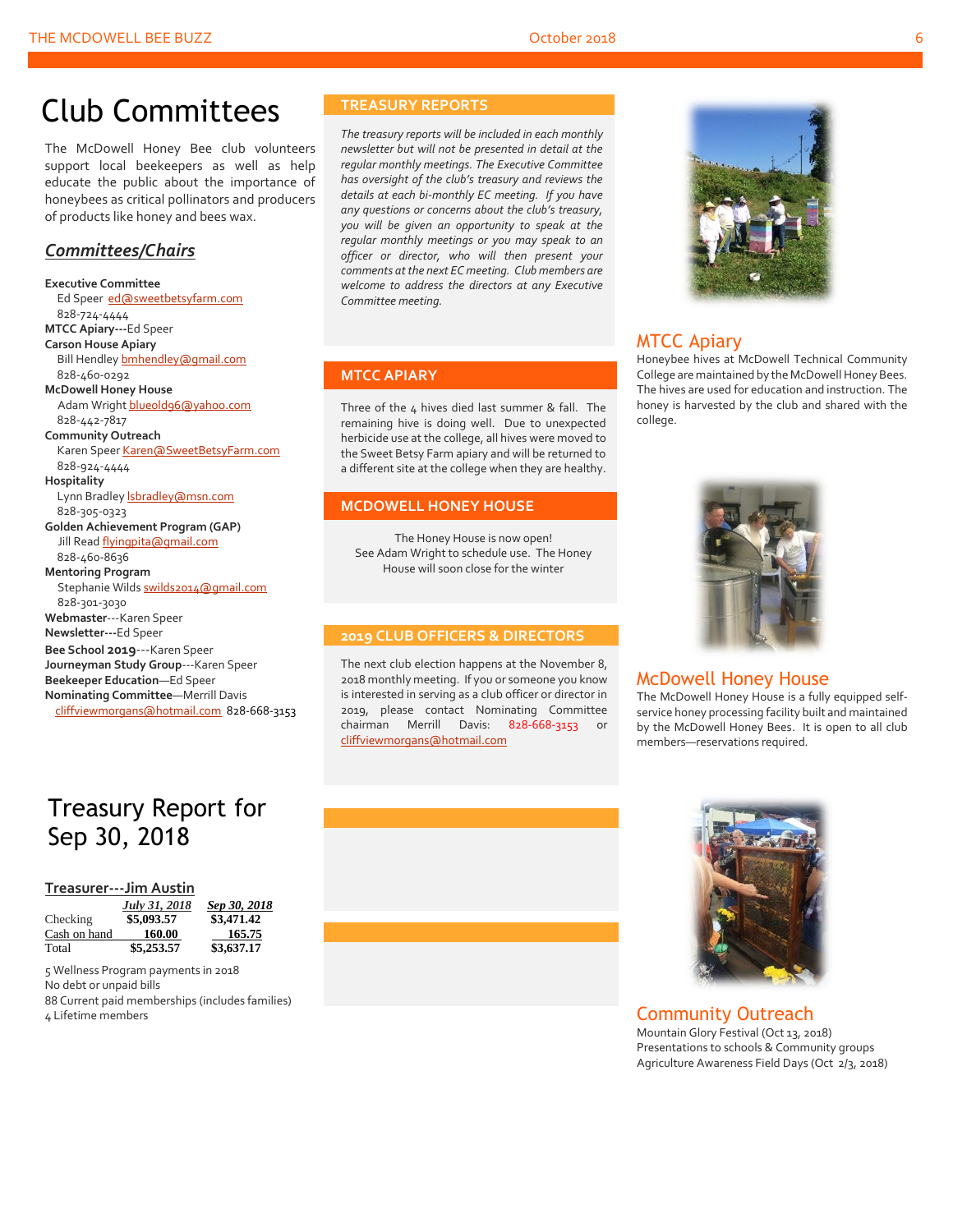# Club Committees

The McDowell Honey Bee club volunteers support local beekeepers as well as help educate the public about the importance of honeybees as critical pollinators and producers of products like honey and bees wax.

## *Committees/Chairs*

**Executive Committee**
Ed Speer ed@sweetbetsyfarm.com
828-724-4444

**MTCC Apiary**---Ed Speer

**Carson House Apiary**
Bill Hendley bmhendley@gmail.com
828-460-0292

**McDowell Honey House**
Adam Wright blueold96@yahoo.com
828-442-7817

**Community Outreach**
Karen Speer Karen@SweetBetsyFarm.com
828-924-4444

**Hospitality**
Lynn Bradley lsbradley@msn.com
828-305-0323

**Golden Achievement Program (GAP)**
Jill Read flyingpita@gmail.com
828-460-8636

**Mentoring Program**
Stephanie Wilds swilds2014@gmail.com
828-301-3030

**Webmaster**---Karen Speer

**Newsletter**---Ed Speer

**Bee School 2019**---Karen Speer

**Journeyman Study Group**---Karen Speer

**Beekeeper Education**—Ed Speer

**Nominating Committee**—Merrill Davis
cliffviewmorgans@hotmail.com 828-668-3153

# Treasury Report for Sep 30, 2018

**Treasurer---Jim Austin**

| | *July 31, 2018* | *Sep 30, 2018* |
|---|---|---|
| Checking | **$5,093.57** | **$3,471.42** |
| Cash on hand | **160.00** | **165.75** |
| Total | **$5,253.57** | **$3,637.17** |

5 Wellness Program payments in 2018
No debt or unpaid bills
88 Current paid memberships (includes families)
4 Lifetime members

## TREASURY REPORTS

*The treasury reports will be included in each monthly newsletter but will not be presented in detail at the regular monthly meetings. The Executive Committee has oversight of the club's treasury and reviews the details at each bi-monthly EC meeting. If you have any questions or concerns about the club's treasury, you will be given an opportunity to speak at the regular monthly meetings or you may speak to an officer or director, who will then present your comments at the next EC meeting. Club members are welcome to address the directors at any Executive Committee meeting.*

## MTCC APIARY

Three of the 4 hives died last summer & fall. The remaining hive is doing well. Due to unexpected herbicide use at the college, all hives were moved to the Sweet Betsy Farm apiary and will be returned to a different site at the college when they are healthy.

## MCDOWELL HONEY HOUSE

The Honey House is now open!
See Adam Wright to schedule use. The Honey House will soon close for the winter

## 2019 CLUB OFFICERS & DIRECTORS

The next club election happens at the November 8, 2018 monthly meeting. If you or someone you know is interested in serving as a club officer or director in 2019, please contact Nominating Committee chairman Merrill Davis: 828-668-3153 or cliffviewmorgans@hotmail.com

## MTCC Apiary

Honeybee hives at McDowell Technical Community College are maintained by the McDowell Honey Bees. The hives are used for education and instruction. The honey is harvested by the club and shared with the college.

## McDowell Honey House

The McDowell Honey House is a fully equipped self-service honey processing facility built and maintained by the McDowell Honey Bees. It is open to all club members—reservations required.

## Community Outreach

Mountain Glory Festival (Oct 13, 2018)
Presentations to schools & Community groups
Agriculture Awareness Field Days (Oct 2/3, 2018)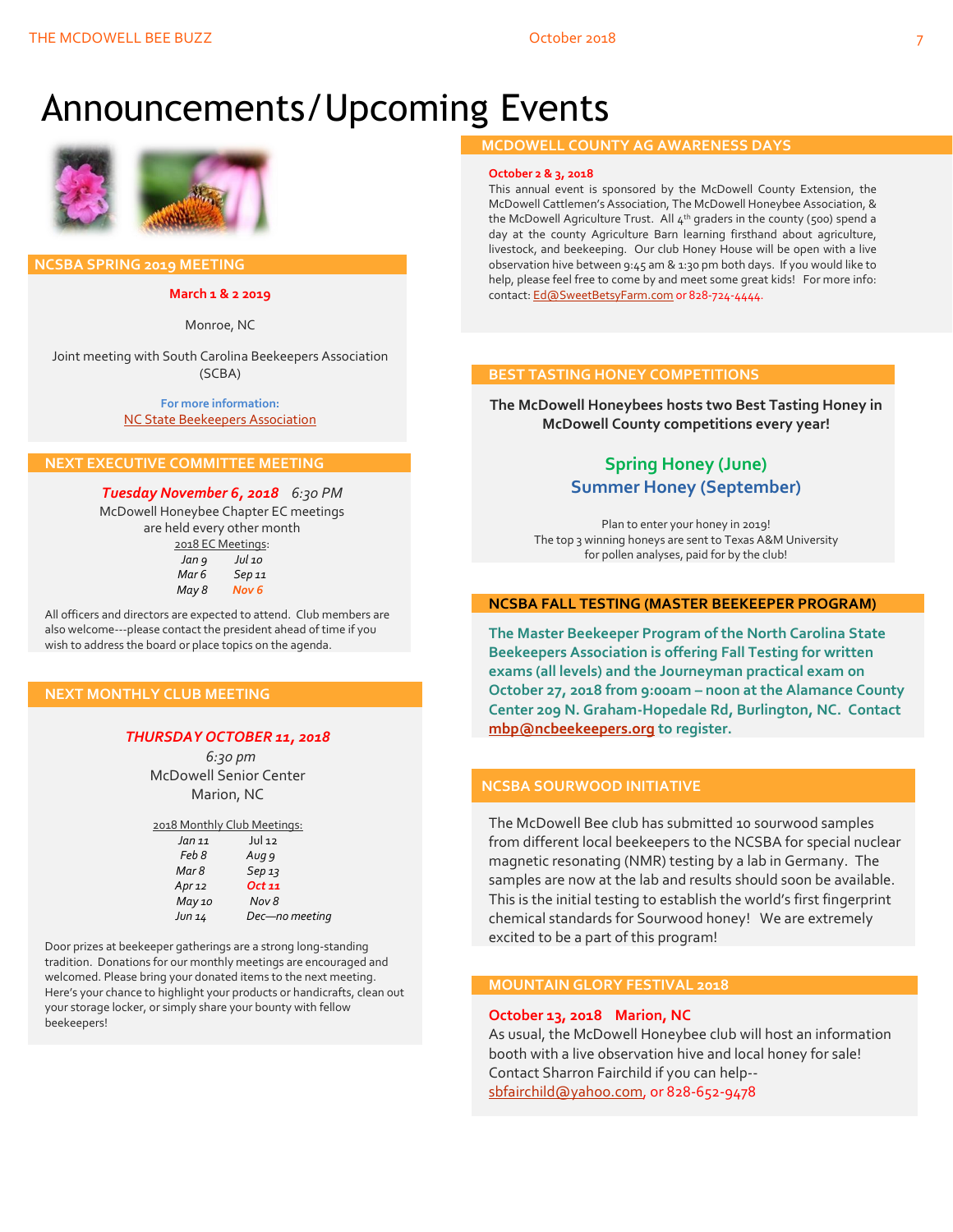# Announcements/Upcoming Events

## NCSBA SPRING 2019 MEETING

**March 1 & 2 2019**

Monroe, NC

Joint meeting with South Carolina Beekeepers Association (SCBA)

**For more information:**
NC State Beekeepers Association

## NEXT EXECUTIVE COMMITTEE MEETING

***Tuesday November 6, 2018*** *6:30 PM*

McDowell Honeybee Chapter EC meetings are held every other month

2018 EC Meetings:

| | |
|---|---|
| *Jan 9* | *Jul 10* |
| *Mar 6* | *Sep 11* |
| *May 8* | *Nov 6* |

All officers and directors are expected to attend. Club members are also welcome---please contact the president ahead of time if you wish to address the board or place topics on the agenda.

## NEXT MONTHLY CLUB MEETING

***THURSDAY OCTOBER 11, 2018***

*6:30 pm*

McDowell Senior Center

Marion, NC

2018 Monthly Club Meetings:

| | |
|---|---|
| *Jan 11* | *Jul 12* |
| *Feb 8* | *Aug 9* |
| *Mar 8* | *Sep 13* |
| *Apr 12* | *Oct 11* |
| *May 10* | *Nov 8* |
| *Jun 14* | *Dec—no meeting* |

Door prizes at beekeeper gatherings are a strong long-standing tradition. Donations for our monthly meetings are encouraged and welcomed. Please bring your donated items to the next meeting. Here's your chance to highlight your products or handicrafts, clean out your storage locker, or simply share your bounty with fellow beekeepers!

## MCDOWELL COUNTY AG AWARENESS DAYS

**October 2 & 3, 2018**

This annual event is sponsored by the McDowell County Extension, the McDowell Cattlemen's Association, The McDowell Honeybee Association, & the McDowell Agriculture Trust. All 4th graders in the county (500) spend a day at the county Agriculture Barn learning firsthand about agriculture, livestock, and beekeeping. Our club Honey House will be open with a live observation hive between 9:45 am & 1:30 pm both days. If you would like to help, please feel free to come by and meet some great kids! For more info: contact: Ed@SweetBetsyFarm.com or 828-724-4444.

## BEST TASTING HONEY COMPETITIONS

**The McDowell Honeybees hosts two Best Tasting Honey in McDowell County competitions every year!**

**Spring Honey (June)**

**Summer Honey (September)**

Plan to enter your honey in 2019!
The top 3 winning honeys are sent to Texas A&M University for pollen analyses, paid for by the club!

## NCSBA FALL TESTING (MASTER BEEKEEPER PROGRAM)

**The Master Beekeeper Program of the North Carolina State Beekeepers Association is offering Fall Testing for written exams (all levels) and the Journeyman practical exam on October 27, 2018 from 9:00am – noon at the Alamance County Center 209 N. Graham-Hopedale Rd, Burlington, NC. Contact mbp@ncbeekeepers.org to register.**

## NCSBA SOURWOOD INITIATIVE

The McDowell Bee club has submitted 10 sourwood samples from different local beekeepers to the NCSBA for special nuclear magnetic resonating (NMR) testing by a lab in Germany. The samples are now at the lab and results should soon be available. This is the initial testing to establish the world's first fingerprint chemical standards for Sourwood honey! We are extremely excited to be a part of this program!

## MOUNTAIN GLORY FESTIVAL 2018

**October 13, 2018 Marion, NC**

As usual, the McDowell Honeybee club will host an information booth with a live observation hive and local honey for sale! Contact Sharron Fairchild if you can help-- sbfairchild@yahoo.com, or 828-652-9478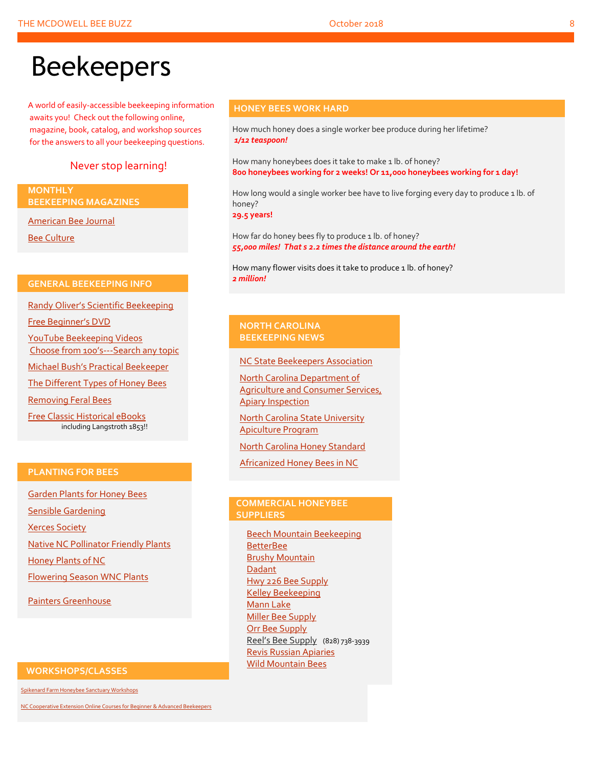# Beekeepers

A world of easily-accessible beekeeping information awaits you! Check out the following online, magazine, book, catalog, and workshop sources for the answers to all your beekeeping questions.

Never stop learning!

## MONTHLY BEEKEEPING MAGAZINES

American Bee Journal

Bee Culture

## GENERAL BEEKEEPING INFO

Randy Oliver's Scientific Beekeeping

Free Beginner's DVD

YouTube Beekeeping Videos
Choose from 100's---Search any topic

Michael Bush's Practical Beekeeper

The Different Types of Honey Bees

Removing Feral Bees

Free Classic Historical eBooks
including Langstroth 1853!!

## PLANTING FOR BEES

Garden Plants for Honey Bees

Sensible Gardening

Xerces Society

Native NC Pollinator Friendly Plants

Honey Plants of NC

Flowering Season WNC Plants

Painters Greenhouse

## WORKSHOPS/CLASSES

Spikenard Farm Honeybee Sanctuary Workshops

NC Cooperative Extension Online Courses for Beginner & Advanced Beekeepers

## HONEY BEES WORK HARD

How much honey does a single worker bee produce during her lifetime?
***1/12 teaspoon!***

How many honeybees does it take to make 1 lb. of honey?
**800 honeybees working for 2 weeks! Or 11,000 honeybees working for 1 day!**

How long would a single worker bee have to live forging every day to produce 1 lb. of honey?
**29.5 years!**

How far do honey bees fly to produce 1 lb. of honey?
***55,000 miles! That s 2.2 times the distance around the earth!***

How many flower visits does it take to produce 1 lb. of honey?
***2 million!***

## NORTH CAROLINA BEEKEEPING NEWS

NC State Beekeepers Association

North Carolina Department of Agriculture and Consumer Services, Apiary Inspection

North Carolina State University Apiculture Program

North Carolina Honey Standard

Africanized Honey Bees in NC

## COMMERCIAL HONEYBEE SUPPLIERS

Beech Mountain Beekeeping
BetterBee
Brushy Mountain
Dadant
Hwy 226 Bee Supply
Kelley Beekeeping
Mann Lake
Miller Bee Supply
Orr Bee Supply
Reel's Bee Supply (828) 738-3939
Revis Russian Apiaries
Wild Mountain Bees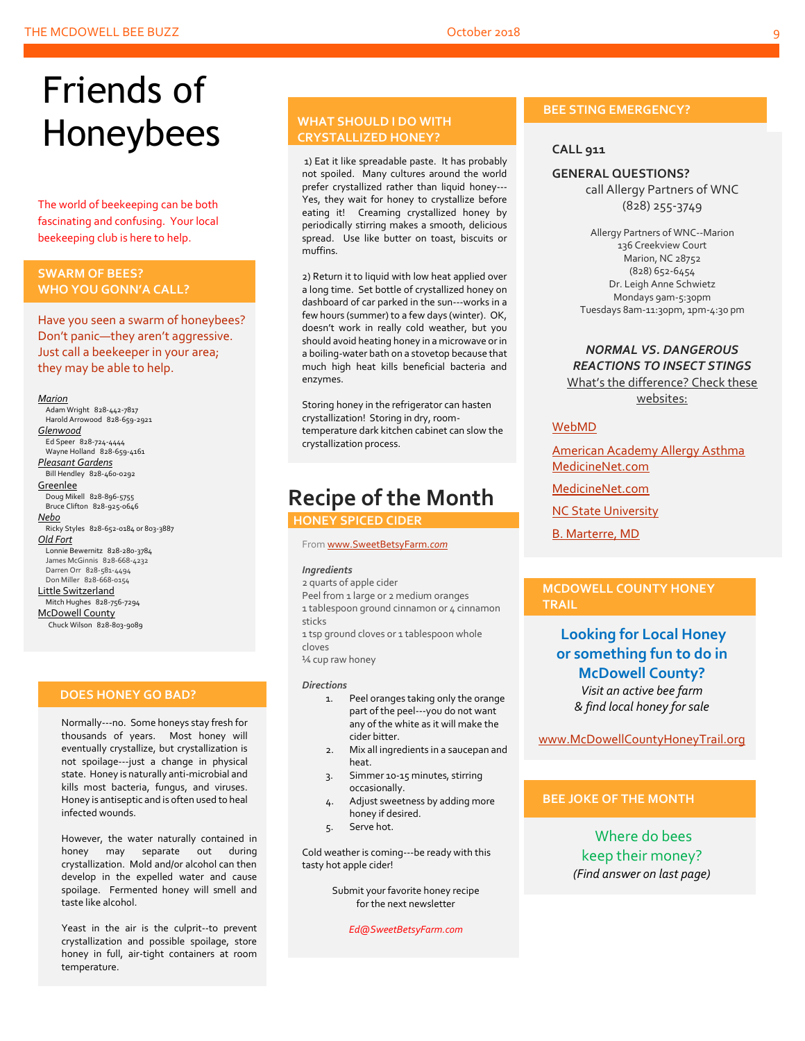# Friends of Honeybees

The world of beekeeping can be both fascinating and confusing. Your local beekeeping club is here to help.

## SWARM OF BEES? WHO YOU GONN'A CALL?

Have you seen a swarm of honeybees? Don't panic—they aren't aggressive. Just call a beekeeper in your area; they may be able to help.

*Marion*
- Adam Wright 828-442-7817
- Harold Arrowood 828-659-2921

*Glenwood*
- Ed Speer 828-724-4444
- Wayne Holland 828-659-4161

*Pleasant Gardens*
- Bill Hendley 828-460-0292

Greenlee
- Doug Mikell 828-896-5755
- Bruce Clifton 828-925-0646

*Nebo*
- Ricky Styles 828-652-0184 or 803-3887

*Old Fort*
- Lonnie Bewernitz 828-280-3784
- James McGinnis 828-668-4232
- Darren Orr 828-581-4494
- Don Miller 828-668-0154

Little Switzerland
- Mitch Hughes 828-756-7294

McDowell County
- Chuck Wilson 828-803-9089

## DOES HONEY GO BAD?

Normally---no. Some honeys stay fresh for thousands of years. Most honey will eventually crystallize, but crystallization is not spoilage---just a change in physical state. Honey is naturally anti-microbial and kills most bacteria, fungus, and viruses. Honey is antiseptic and is often used to heal infected wounds.

However, the water naturally contained in honey may separate out during crystallization. Mold and/or alcohol can then develop in the expelled water and cause spoilage. Fermented honey will smell and taste like alcohol.

Yeast in the air is the culprit--to prevent crystallization and possible spoilage, store honey in full, air-tight containers at room temperature.

## WHAT SHOULD I DO WITH CRYSTALLIZED HONEY?

1) Eat it like spreadable paste. It has probably not spoiled. Many cultures around the world prefer crystallized rather than liquid honey---Yes, they wait for honey to crystallize before eating it! Creaming crystallized honey by periodically stirring makes a smooth, delicious spread. Use like butter on toast, biscuits or muffins.

2) Return it to liquid with low heat applied over a long time. Set bottle of crystallized honey on dashboard of car parked in the sun---works in a few hours (summer) to a few days (winter). OK, doesn't work in really cold weather, but you should avoid heating honey in a microwave or in a boiling-water bath on a stovetop because that much high heat kills beneficial bacteria and enzymes.

Storing honey in the refrigerator can hasten crystallization! Storing in dry, room-temperature dark kitchen cabinet can slow the crystallization process.

# Recipe of the Month

## HONEY SPICED CIDER

From www.SweetBetsyFarm.com

*Ingredients*

2 quarts of apple cider
Peel from 1 large or 2 medium oranges
1 tablespoon ground cinnamon or 4 cinnamon sticks
1 tsp ground cloves or 1 tablespoon whole cloves
¼ cup raw honey

*Directions*

1. Peel oranges taking only the orange part of the peel---you do not want any of the white as it will make the cider bitter.
2. Mix all ingredients in a saucepan and heat.
3. Simmer 10-15 minutes, stirring occasionally.
4. Adjust sweetness by adding more honey if desired.
5. Serve hot.

Cold weather is coming---be ready with this tasty hot apple cider!

Submit your favorite honey recipe for the next newsletter

*Ed@SweetBetsyFarm.com*

## BEE STING EMERGENCY?

**CALL 911**

**GENERAL QUESTIONS?**
call Allergy Partners of WNC
(828) 255-3749

Allergy Partners of WNC--Marion
136 Creekview Court
Marion, NC 28752
(828) 652-6454
Dr. Leigh Anne Schwietz
Mondays 9am-5:30pm
Tuesdays 8am-11:30pm, 1pm-4:30 pm

***NORMAL VS. DANGEROUS REACTIONS TO INSECT STINGS***

What's the difference? Check these websites:

- WebMD
- American Academy Allergy Asthma MedicineNet.com
- MedicineNet.com
- NC State University
- B. Marterre, MD

## MCDOWELL COUNTY HONEY TRAIL

**Looking for Local Honey or something fun to do in McDowell County?**

*Visit an active bee farm & find local honey for sale*

www.McDowellCountyHoneyTrail.org

## BEE JOKE OF THE MONTH

Where do bees keep their money?

*(Find answer on last page)*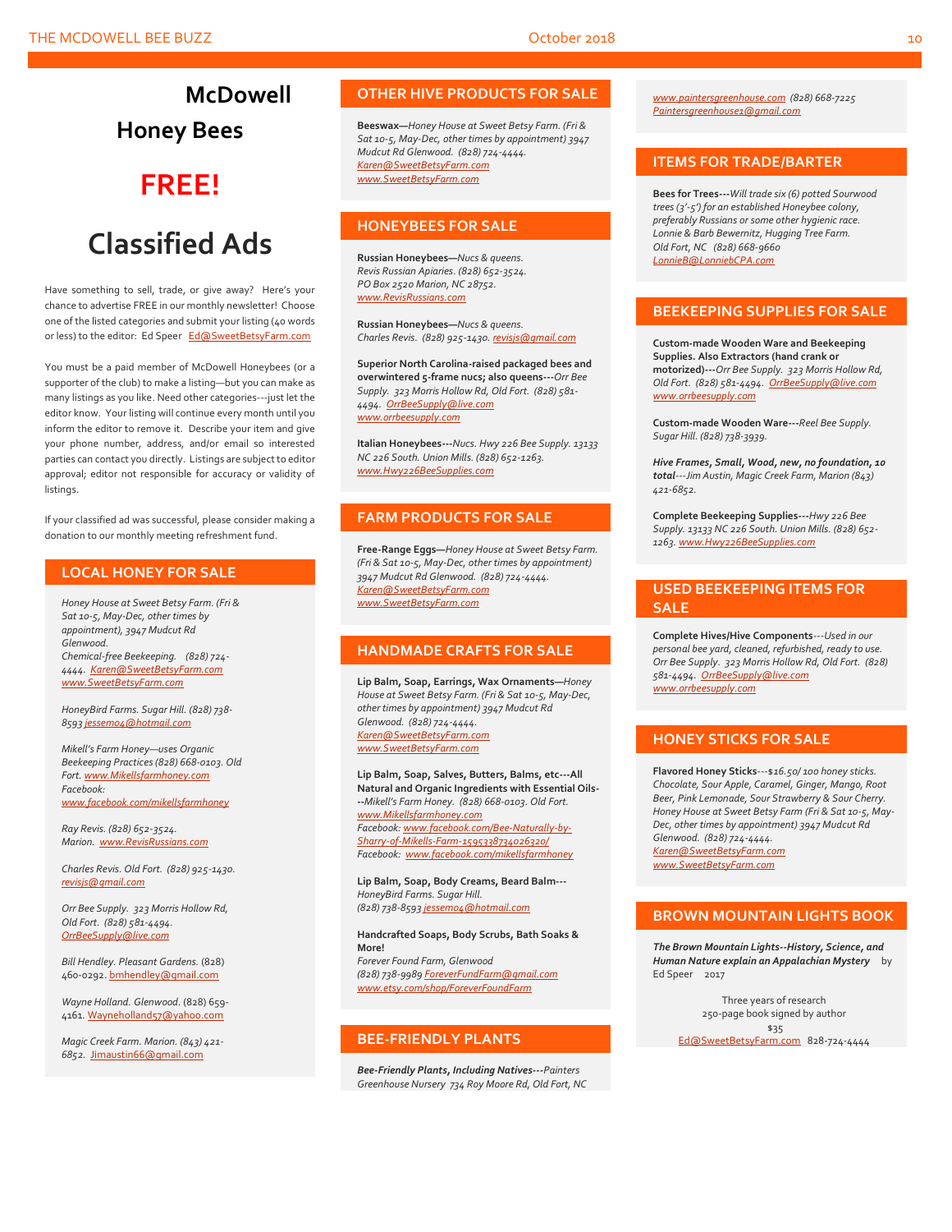# McDowell Honey Bees

# FREE!

# Classified Ads

Have something to sell, trade, or give away? Here's your chance to advertise FREE in our monthly newsletter! Choose one of the listed categories and submit your listing (40 words or less) to the editor: Ed Speer Ed@SweetBetsyFarm.com

You must be a paid member of McDowell Honeybees (or a supporter of the club) to make a listing—but you can make as many listings as you like. Need other categories---just let the editor know. Your listing will continue every month until you inform the editor to remove it. Describe your item and give your phone number, address, and/or email so interested parties can contact you directly. Listings are subject to editor approval; editor not responsible for accuracy or validity of listings.

If your classified ad was successful, please consider making a donation to our monthly meeting refreshment fund.

## LOCAL HONEY FOR SALE

*Honey House at Sweet Betsy Farm. (Fri & Sat 10-5, May-Dec, other times by appointment), 3947 Mudcut Rd Glenwood.*
*Chemical-free Beekeeping. (828) 724-4444. Karen@SweetBetsyFarm.com*
*www.SweetBetsyFarm.com*

*HoneyBird Farms. Sugar Hill. (828) 738-8593 jessemo4@hotmail.com*

*Mikell's Farm Honey—uses Organic Beekeeping Practices (828) 668-0103. Old Fort. www.Mikellsfarmhoney.com*
*Facebook: www.facebook.com/mikellsfarmhoney*

*Ray Revis. (828) 652-3524. Marion. www.RevisRussians.com*

*Charles Revis. Old Fort. (828) 925-1430. revisjs@gmail.com*

*Orr Bee Supply. 323 Morris Hollow Rd, Old Fort. (828) 581-4494. OrrBeeSupply@live.com*

*Bill Hendley. Pleasant Gardens.* (828) 460-0292. bmhendley@gmail.com

*Wayne Holland. Glenwood.* (828) 659-4161. Wayneholland57@yahoo.com

*Magic Creek Farm. Marion. (843) 421-6852.* Jimaustin66@gmail.com

## OTHER HIVE PRODUCTS FOR SALE

**Beeswax—***Honey House at Sweet Betsy Farm. (Fri & Sat 10-5, May-Dec, other times by appointment) 3947 Mudcut Rd Glenwood. (828) 724-4444. Karen@SweetBetsyFarm.com www.SweetBetsyFarm.com*

## HONEYBEES FOR SALE

**Russian Honeybees—***Nucs & queens. Revis Russian Apiaries. (828) 652-3524. PO Box 2520 Marion, NC 28752. www.RevisRussians.com*

**Russian Honeybees—***Nucs & queens. Charles Revis. (828) 925-1430. revisjs@gmail.com*

**Superior North Carolina-raised packaged bees and overwintered 5-frame nucs; also queens---***Orr Bee Supply. 323 Morris Hollow Rd, Old Fort. (828) 581-4494. OrrBeeSupply@live.com www.orrbeesupply.com*

**Italian Honeybees---***Nucs. Hwy 226 Bee Supply. 13133 NC 226 South. Union Mills. (828) 652-1263. www.Hwy226BeeSupplies.com*

## FARM PRODUCTS FOR SALE

**Free-Range Eggs—***Honey House at Sweet Betsy Farm. (Fri & Sat 10-5, May-Dec, other times by appointment) 3947 Mudcut Rd Glenwood. (828) 724-4444. Karen@SweetBetsyFarm.com www.SweetBetsyFarm.com*

## HANDMADE CRAFTS FOR SALE

**Lip Balm, Soap, Earrings, Wax Ornaments—***Honey House at Sweet Betsy Farm. (Fri & Sat 10-5, May-Dec, other times by appointment) 3947 Mudcut Rd Glenwood. (828) 724-4444. Karen@SweetBetsyFarm.com www.SweetBetsyFarm.com*

**Lip Balm, Soap, Salves, Butters, Balms, etc---All Natural and Organic Ingredients with Essential Oils---***Mikell's Farm Honey. (828) 668-0103. Old Fort. www.Mikellsfarmhoney.com*
*Facebook: www.facebook.com/Bee-Naturally-by-Sharry-of-Mikells-Farm-1595338734026320/*
*Facebook: www.facebook.com/mikellsfarmhoney*

**Lip Balm, Soap, Body Creams, Beard Balm---**
*HoneyBird Farms. Sugar Hill. (828) 738-8593 jessemo4@hotmail.com*

**Handcrafted Soaps, Body Scrubs, Bath Soaks & More!**
*Forever Found Farm, Glenwood*
*(828) 738-9989 ForeverFundFarm@gmail.com www.etsy.com/shop/ForeverFoundFarm*

## BEE-FRIENDLY PLANTS

***Bee-Friendly Plants, Including Natives---****Painters Greenhouse Nursery 734 Roy Moore Rd, Old Fort, NC www.paintersgreenhouse.com (828) 668-7225 Paintersgreenhouse1@gmail.com*

## ITEMS FOR TRADE/BARTER

**Bees for Trees---***Will trade six (6) potted Sourwood trees (3'-5') for an established Honeybee colony, preferably Russians or some other hygienic race. Lonnie & Barb Bewernitz, Hugging Tree Farm. Old Fort, NC (828) 668-9660 LonnieB@LonniebCPA.com*

## BEEKEEPING SUPPLIES FOR SALE

**Custom-made Wooden Ware and Beekeeping Supplies. Also Extractors (hand crank or motorized)---***Orr Bee Supply. 323 Morris Hollow Rd, Old Fort. (828) 581-4494. OrrBeeSupply@live.com www.orrbeesupply.com*

**Custom-made Wooden Ware---***Reel Bee Supply. Sugar Hill. (828) 738-3939.*

***Hive Frames, Small, Wood, new, no foundation, 10 total****---Jim Austin, Magic Creek Farm, Marion (843) 421-6852.*

**Complete Beekeeping Supplies---***Hwy 226 Bee Supply. 13133 NC 226 South. Union Mills. (828) 652-1263. www.Hwy226BeeSupplies.com*

## USED BEEKEEPING ITEMS FOR SALE

**Complete Hives/Hive Components***---Used in our personal bee yard, cleaned, refurbished, ready to use. Orr Bee Supply. 323 Morris Hollow Rd, Old Fort. (828) 581-4494. OrrBeeSupply@live.com www.orrbeesupply.com*

## HONEY STICKS FOR SALE

**Flavored Honey Sticks***---$16.50/ 100 honey sticks. Chocolate, Sour Apple, Caramel, Ginger, Mango, Root Beer, Pink Lemonade, Sour Strawberry & Sour Cherry. Honey House at Sweet Betsy Farm (Fri & Sat 10-5, May-Dec, other times by appointment) 3947 Mudcut Rd Glenwood. (828) 724-4444. Karen@SweetBetsyFarm.com www.SweetBetsyFarm.com*

## BROWN MOUNTAIN LIGHTS BOOK

***The Brown Mountain Lights--History, Science, and Human Nature explain an Appalachian Mystery*** by Ed Speer 2017

Three years of research
250-page book signed by author
$35
Ed@SweetBetsyFarm.com 828-724-4444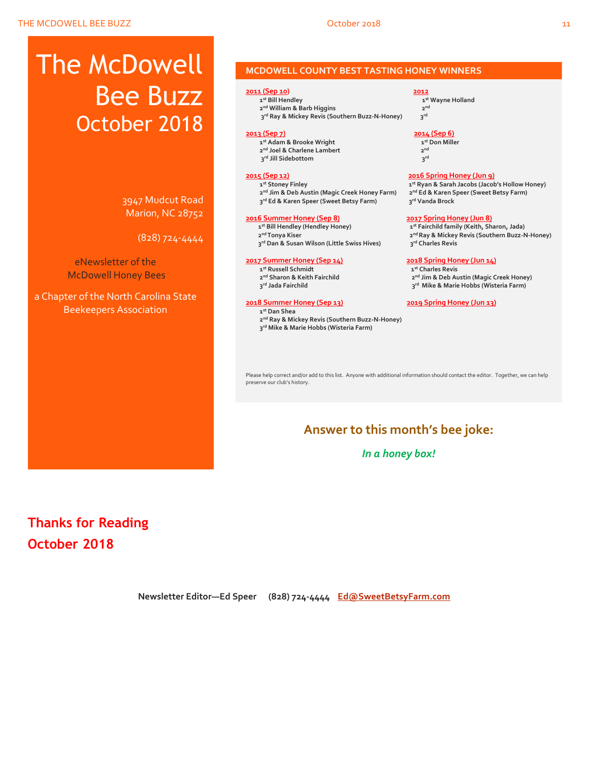# The McDowell Bee Buzz
## October 2018

3947 Mudcut Road
Marion, NC 28752

(828) 724-4444

eNewsletter of the
McDowell Honey Bees

a Chapter of the North Carolina State Beekeepers Association

## MCDOWELL COUNTY BEST TASTING HONEY WINNERS

**2011 (Sep 10)**
- 1st Bill Hendley
- 2nd William & Barb Higgins
- 3rd Ray & Mickey Revis (Southern Buzz-N-Honey)

**2012**
- 1st Wayne Holland
- 2nd
- 3rd

**2013 (Sep 7)**
- 1st Adam & Brooke Wright
- 2nd Joel & Charlene Lambert
- 3rd Jill Sidebottom

**2014 (Sep 6)**
- 1st Don Miller
- 2nd
- 3rd

**2015 (Sep 12)**
- 1st Stoney Finley
- 2nd Jim & Deb Austin (Magic Creek Honey Farm)
- 3rd Ed & Karen Speer (Sweet Betsy Farm)

**2016 Spring Honey (Jun 9)**
- 1st Ryan & Sarah Jacobs (Jacob's Hollow Honey)
- 2nd Ed & Karen Speer (Sweet Betsy Farm)
- 3rd Vanda Brock

**2016 Summer Honey (Sep 8)**
- 1st Bill Hendley (Hendley Honey)
- 2nd Tonya Kiser
- 3rd Dan & Susan Wilson (Little Swiss Hives)

**2017 Spring Honey (Jun 8)**
- 1st Fairchild family (Keith, Sharon, Jada)
- 2nd Ray & Mickey Revis (Southern Buzz-N-Honey)
- 3rd Charles Revis

**2017 Summer Honey (Sep 14)**
- 1st Russell Schmidt
- 2nd Sharon & Keith Fairchild
- 3rd Jada Fairchild

**2018 Spring Honey (Jun 14)**
- 1st Charles Revis
- 2nd Jim & Deb Austin (Magic Creek Honey)
- 3rd Mike & Marie Hobbs (Wisteria Farm)

**2018 Summer Honey (Sep 13)**
- 1st Dan Shea
- 2nd Ray & Mickey Revis (Southern Buzz-N-Honey)
- 3rd Mike & Marie Hobbs (Wisteria Farm)

**2019 Spring Honey (Jun 13)**

Please help correct and/or add to this list. Anyone with additional information should contact the editor. Together, we can help preserve our club's history.

### Answer to this month's bee joke:

*In a honey box!*

**Thanks for Reading**
**October 2018**

**Newsletter Editor—Ed Speer (828) 724-4444 Ed@SweetBetsyFarm.com**